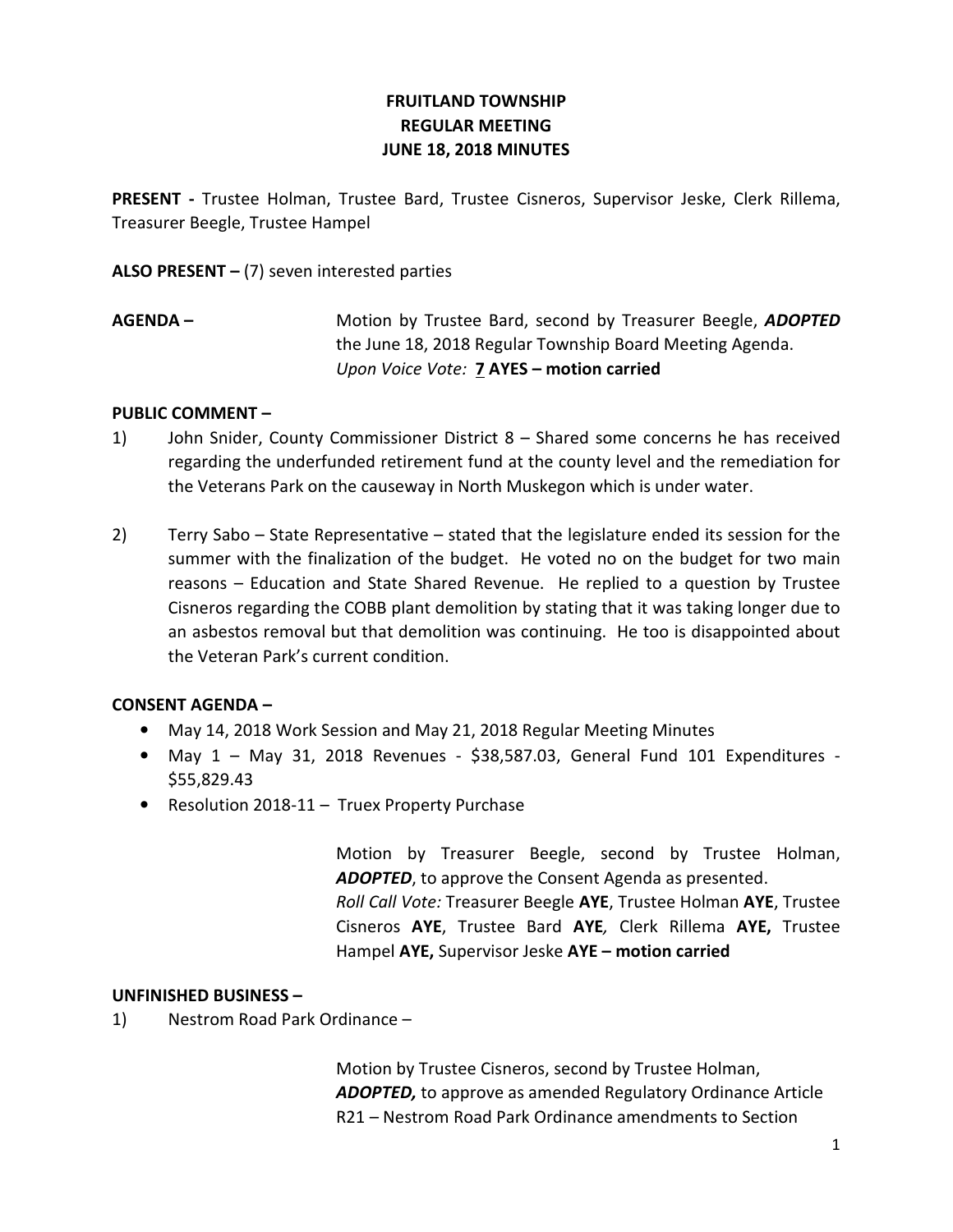# FRUITLAND TOWNSHIP
## REGULAR MEETING
## JUNE 18, 2018 MINUTES

**PRESENT -** Trustee Holman, Trustee Bard, Trustee Cisneros, Supervisor Jeske, Clerk Rillema, Treasurer Beegle, Trustee Hampel

**ALSO PRESENT –** (7) seven interested parties

**AGENDA –** Motion by Trustee Bard, second by Treasurer Beegle, ***ADOPTED*** the June 18, 2018 Regular Township Board Meeting Agenda.
*Upon Voice Vote:* **7 AYES – motion carried**

**PUBLIC COMMENT –**

1) John Snider, County Commissioner District 8 – Shared some concerns he has received regarding the underfunded retirement fund at the county level and the remediation for the Veterans Park on the causeway in North Muskegon which is under water.

2) Terry Sabo – State Representative – stated that the legislature ended its session for the summer with the finalization of the budget. He voted no on the budget for two main reasons – Education and State Shared Revenue. He replied to a question by Trustee Cisneros regarding the COBB plant demolition by stating that it was taking longer due to an asbestos removal but that demolition was continuing. He too is disappointed about the Veteran Park's current condition.

**CONSENT AGENDA –**

- May 14, 2018 Work Session and May 21, 2018 Regular Meeting Minutes
- May 1 – May 31, 2018 Revenues - $38,587.03, General Fund 101 Expenditures - $55,829.43
- Resolution 2018-11 – Truex Property Purchase

Motion by Treasurer Beegle, second by Trustee Holman, ***ADOPTED***, to approve the Consent Agenda as presented.
*Roll Call Vote:* Treasurer Beegle **AYE**, Trustee Holman **AYE**, Trustee Cisneros **AYE**, Trustee Bard **AYE**, Clerk Rillema **AYE,** Trustee Hampel **AYE,** Supervisor Jeske **AYE – motion carried**

**UNFINISHED BUSINESS –**

1) Nestrom Road Park Ordinance –

Motion by Trustee Cisneros, second by Trustee Holman, ***ADOPTED,*** to approve as amended Regulatory Ordinance Article R21 – Nestrom Road Park Ordinance amendments to Section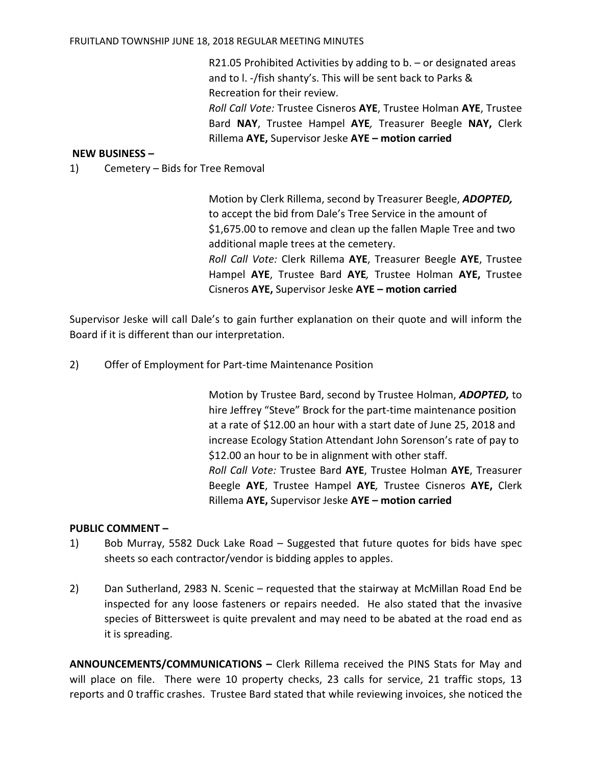R21.05 Prohibited Activities by adding to b. – or designated areas and to l. -/fish shanty's. This will be sent back to Parks & Recreation for their review.

*Roll Call Vote:* Trustee Cisneros **AYE**, Trustee Holman **AYE**, Trustee Bard **NAY**, Trustee Hampel **AYE**, Treasurer Beegle **NAY,** Clerk Rillema **AYE,** Supervisor Jeske **AYE – motion carried**

**NEW BUSINESS –**

1) Cemetery – Bids for Tree Removal

Motion by Clerk Rillema, second by Treasurer Beegle, ***ADOPTED,*** to accept the bid from Dale's Tree Service in the amount of $1,675.00 to remove and clean up the fallen Maple Tree and two additional maple trees at the cemetery.

*Roll Call Vote:* Clerk Rillema **AYE**, Treasurer Beegle **AYE**, Trustee Hampel **AYE**, Trustee Bard **AYE**, Trustee Holman **AYE,** Trustee Cisneros **AYE,** Supervisor Jeske **AYE – motion carried**

Supervisor Jeske will call Dale's to gain further explanation on their quote and will inform the Board if it is different than our interpretation.

2) Offer of Employment for Part-time Maintenance Position

Motion by Trustee Bard, second by Trustee Holman, ***ADOPTED,*** to hire Jeffrey "Steve" Brock for the part-time maintenance position at a rate of $12.00 an hour with a start date of June 25, 2018 and increase Ecology Station Attendant John Sorenson's rate of pay to $12.00 an hour to be in alignment with other staff.

*Roll Call Vote:* Trustee Bard **AYE**, Trustee Holman **AYE**, Treasurer Beegle **AYE**, Trustee Hampel **AYE**, Trustee Cisneros **AYE,** Clerk Rillema **AYE,** Supervisor Jeske **AYE – motion carried**

**PUBLIC COMMENT –**

1) Bob Murray, 5582 Duck Lake Road – Suggested that future quotes for bids have spec sheets so each contractor/vendor is bidding apples to apples.

2) Dan Sutherland, 2983 N. Scenic – requested that the stairway at McMillan Road End be inspected for any loose fasteners or repairs needed. He also stated that the invasive species of Bittersweet is quite prevalent and may need to be abated at the road end as it is spreading.

**ANNOUNCEMENTS/COMMUNICATIONS –** Clerk Rillema received the PINS Stats for May and will place on file. There were 10 property checks, 23 calls for service, 21 traffic stops, 13 reports and 0 traffic crashes. Trustee Bard stated that while reviewing invoices, she noticed the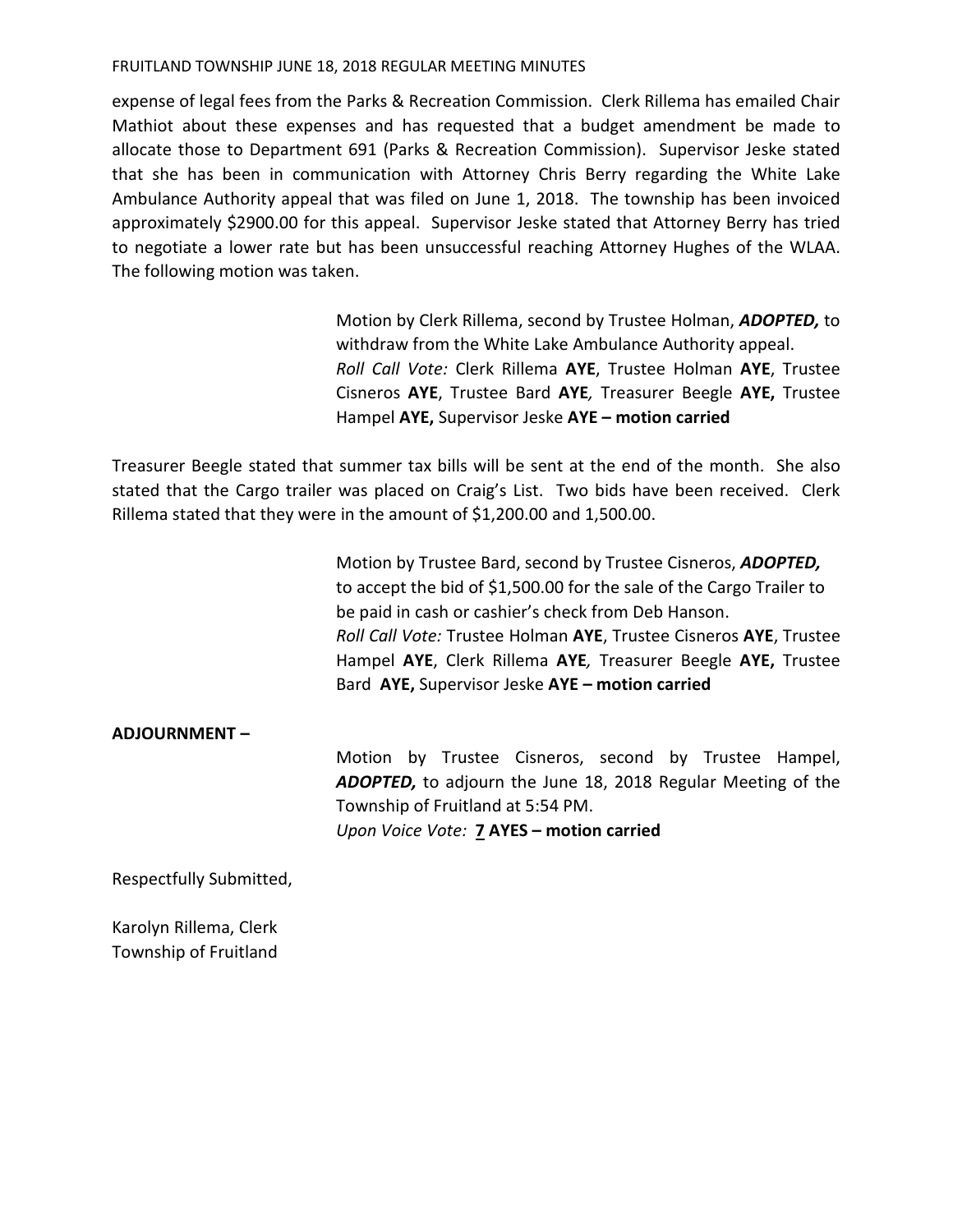expense of legal fees from the Parks & Recreation Commission. Clerk Rillema has emailed Chair Mathiot about these expenses and has requested that a budget amendment be made to allocate those to Department 691 (Parks & Recreation Commission). Supervisor Jeske stated that she has been in communication with Attorney Chris Berry regarding the White Lake Ambulance Authority appeal that was filed on June 1, 2018. The township has been invoiced approximately $2900.00 for this appeal. Supervisor Jeske stated that Attorney Berry has tried to negotiate a lower rate but has been unsuccessful reaching Attorney Hughes of the WLAA. The following motion was taken.

> Motion by Clerk Rillema, second by Trustee Holman, ***ADOPTED,*** to withdraw from the White Lake Ambulance Authority appeal.
> *Roll Call Vote:* Clerk Rillema **AYE**, Trustee Holman **AYE**, Trustee Cisneros **AYE**, Trustee Bard **AYE***,* Treasurer Beegle **AYE,** Trustee Hampel **AYE,** Supervisor Jeske **AYE – motion carried**

Treasurer Beegle stated that summer tax bills will be sent at the end of the month. She also stated that the Cargo trailer was placed on Craig's List. Two bids have been received. Clerk Rillema stated that they were in the amount of $1,200.00 and 1,500.00.

> Motion by Trustee Bard, second by Trustee Cisneros, ***ADOPTED,*** to accept the bid of $1,500.00 for the sale of the Cargo Trailer to be paid in cash or cashier's check from Deb Hanson.
> *Roll Call Vote:* Trustee Holman **AYE**, Trustee Cisneros **AYE**, Trustee Hampel **AYE**, Clerk Rillema **AYE***,* Treasurer Beegle **AYE,** Trustee Bard **AYE,** Supervisor Jeske **AYE – motion carried**

**ADJOURNMENT –**

> Motion by Trustee Cisneros, second by Trustee Hampel, ***ADOPTED,*** to adjourn the June 18, 2018 Regular Meeting of the Township of Fruitland at 5:54 PM.
> *Upon Voice Vote:* **7 AYES – motion carried**

Respectfully Submitted,

Karolyn Rillema, Clerk
Township of Fruitland